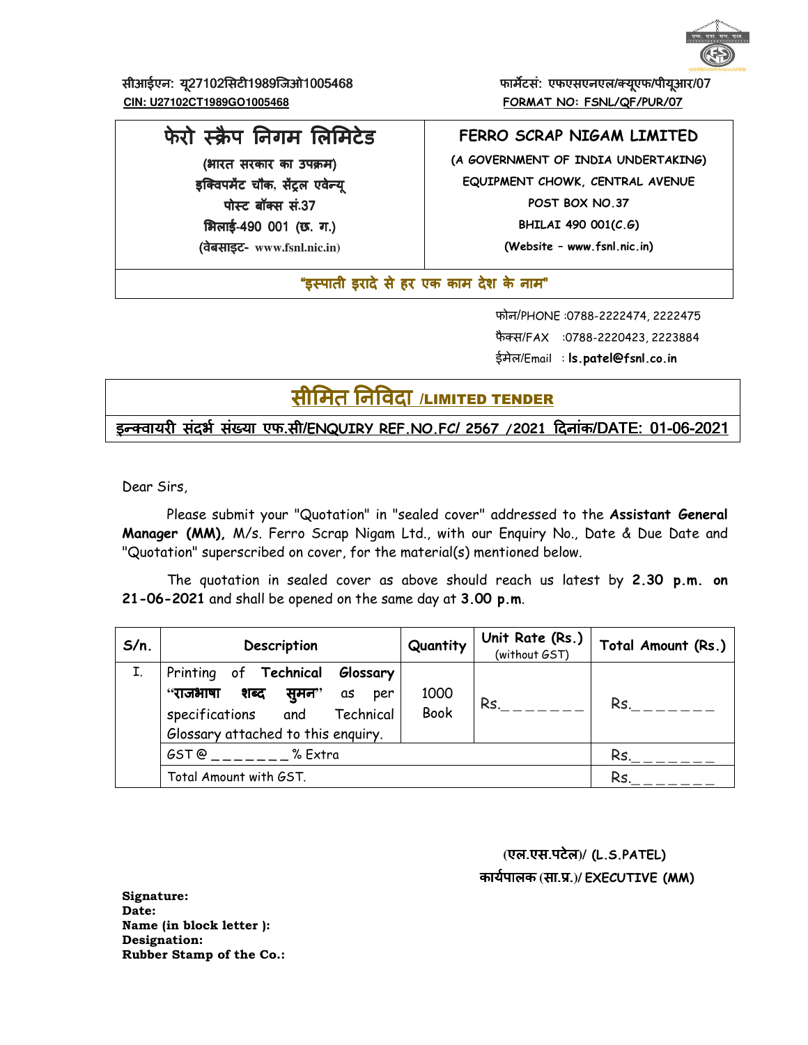सीआईएन: यू27102सिटी1989जिओ1005468
**CIN: U27102CT1989GO1005468**

फार्मेटसं: एफएसएनएल/क्यूएफ/पीयूआर/07
**FORMAT NO: FSNL/QF/PUR/07**

| **फेरो स्क्रैप निगम लिमिटेड** | **FERRO SCRAP NIGAM LIMITED** |
|---|---|
| (भारत सरकार का उपक्रम) | (A GOVERNMENT OF INDIA UNDERTAKING) |
| इक्विपमेंट चौक, सेंट्रल एवेन्यू | EQUIPMENT CHOWK, CENTRAL AVENUE |
| पोस्ट बॉक्स सं.37 | POST BOX NO.37 |
| भिलाई-490 001 (छ. ग.) | BHILAI 490 001(C.G) |
| (वेबसाइट- www.fsnl.nic.in) | (Website – www.fsnl.nic.in) |

**"इस्पाती इरादे से हर एक काम देश के नाम"**

फोन/PHONE :0788-2222474, 2222475
फैक्स/FAX :0788-2220423, 2223884
ईमेल/Email : **ls.patel@fsnl.co.in**

# सीमित निविदा /LIMITED TENDER

**इन्क्वायरी संदर्भ संख्या एफ.सी/ENQUIRY REF.NO.FC/ 2567 /2021 दिनांक/DATE: 01-06-2021**

Dear Sirs,

Please submit your "Quotation" in "sealed cover" addressed to the **Assistant General Manager (MM),** M/s. Ferro Scrap Nigam Ltd., with our Enquiry No., Date & Due Date and "Quotation" superscribed on cover, for the material(s) mentioned below.

The quotation in sealed cover as above should reach us latest by **2.30 p.m. on 21-06-2021** and shall be opened on the same day at **3.00 p.m**.

| S/n. | Description | Quantity | Unit Rate (Rs.) (without GST) | Total Amount (Rs.) |
|---|---|---|---|---|
| I. | Printing of **Technical Glossary** "**राजभाषा शब्द सुमन**" as per specifications and Technical Glossary attached to this enquiry. | 1000 Book | Rs._______ | Rs._______ |
| | GST @ _______ % Extra | | | Rs._______ |
| | Total Amount with GST. | | | Rs._______ |

**(एल.एस.पटेल)/ (L.S.PATEL)**
**कार्यपालक (सा.प्र.)/ EXECUTIVE (MM)**

**Signature:**
**Date:**
**Name (in block letter ):**
**Designation:**
**Rubber Stamp of the Co.:**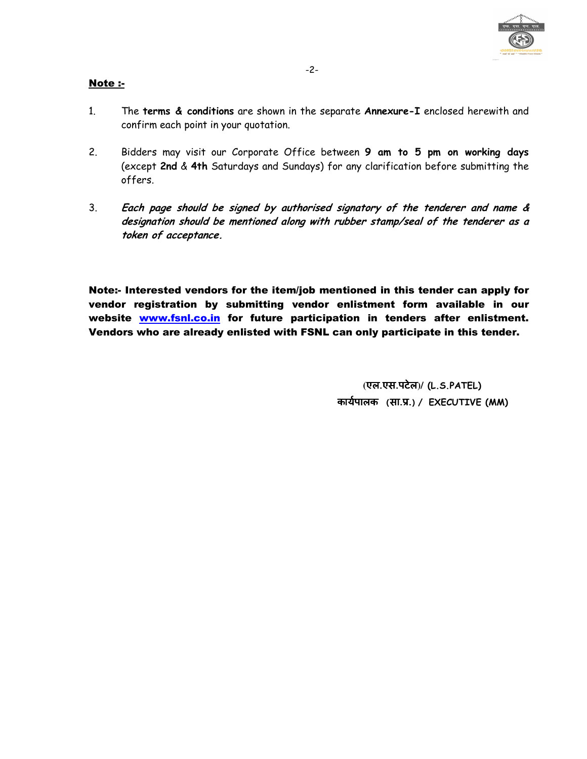**Note :-**

1. The **terms & conditions** are shown in the separate **Annexure-I** enclosed herewith and confirm each point in your quotation.

2. Bidders may visit our Corporate Office between **9 am to 5 pm on working days** (except **2nd** & **4th** Saturdays and Sundays) for any clarification before submitting the offers.

3. ***Each page should be signed by authorised signatory of the tenderer and name & designation should be mentioned along with rubber stamp/seal of the tenderer as a token of acceptance.***

**Note:- Interested vendors for the item/job mentioned in this tender can apply for vendor registration by submitting vendor enlistment form available in our website [www.fsnl.co.in](http://www.fsnl.co.in) for future participation in tenders after enlistment. Vendors who are already enlisted with FSNL can only participate in this tender.**

**(एल.एस.पटेल)/ (L.S.PATEL)**
**कार्यपालक (सा.प्र.) / EXECUTIVE (MM)**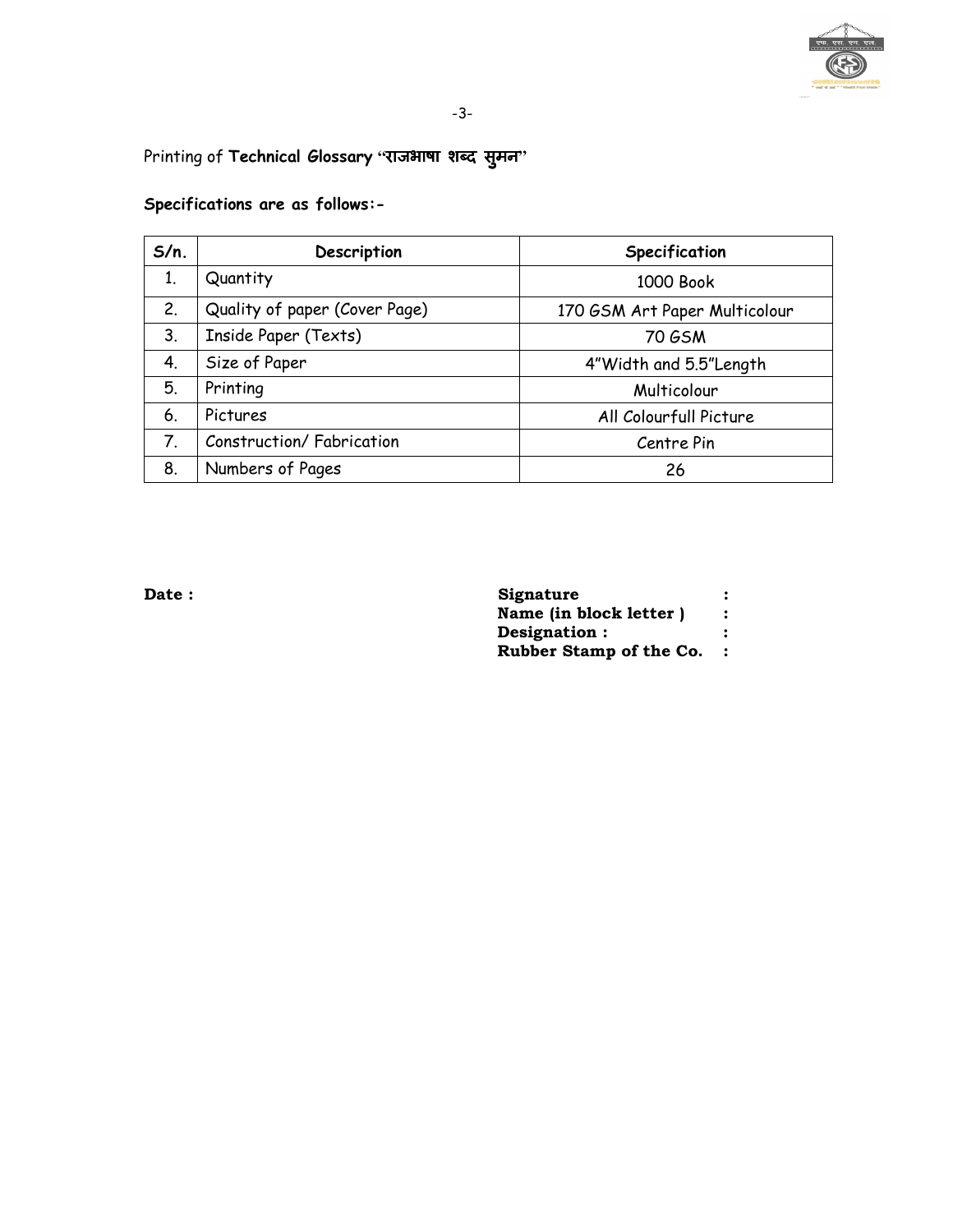Printing of **Technical Glossary "राजभाषा शब्द सुमन"**

**Specifications are as follows:-**

| S/n. | Description | Specification |
|---|---|---|
| 1. | Quantity | 1000 Book |
| 2. | Quality of paper (Cover Page) | 170 GSM Art Paper Multicolour |
| 3. | Inside Paper (Texts) | 70 GSM |
| 4. | Size of Paper | 4"Width and 5.5"Length |
| 5. | Printing | Multicolour |
| 6. | Pictures | All Colourfull Picture |
| 7. | Construction/ Fabrication | Centre Pin |
| 8. | Numbers of Pages | 26 |

**Date :**

**Signature :**
**Name (in block letter ) :**
**Designation : :**
**Rubber Stamp of the Co. :**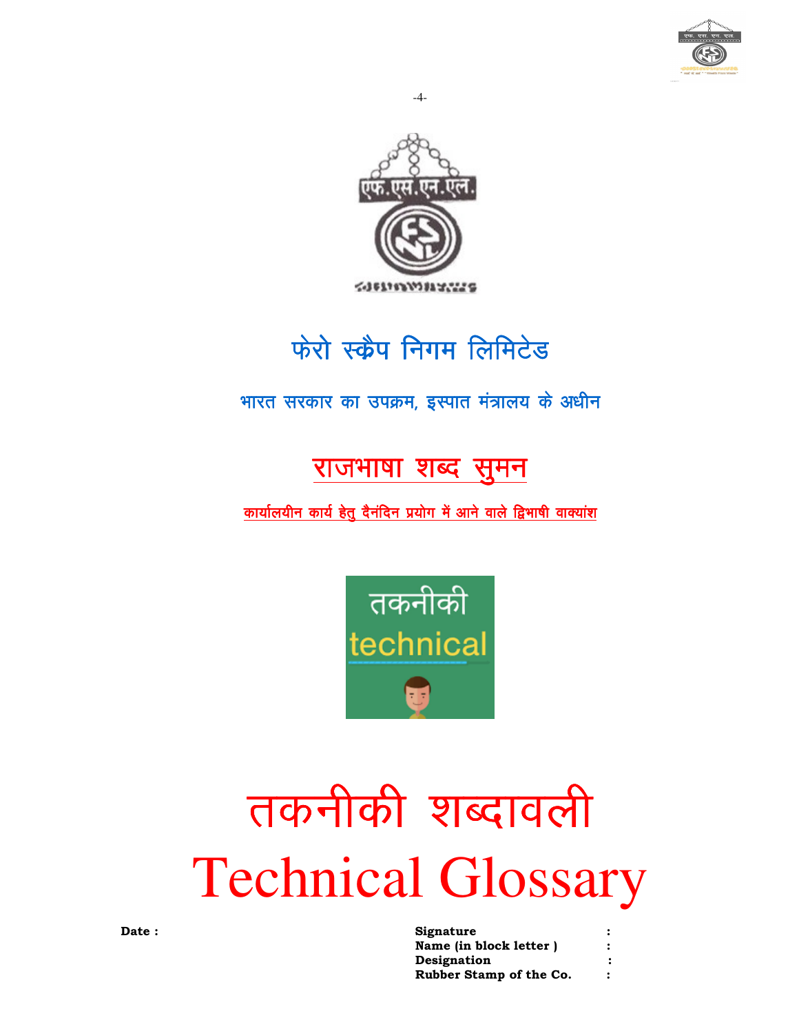# फेरो स्क्रैप निगम लिमिटेड

## भारत सरकार का उपक्रम, इस्पात मंत्रालय के अधीन

## राजभाषा शब्द सुमन

**कार्यालयीन कार्य हेतु दैनंदिन प्रयोग में आने वाले द्विभाषी वाक्यांश**

# तकनीकी शब्दावली
# Technical Glossary

**Date :**

**Signature :**
**Name (in block letter ) :**
**Designation :**
**Rubber Stamp of the Co. :**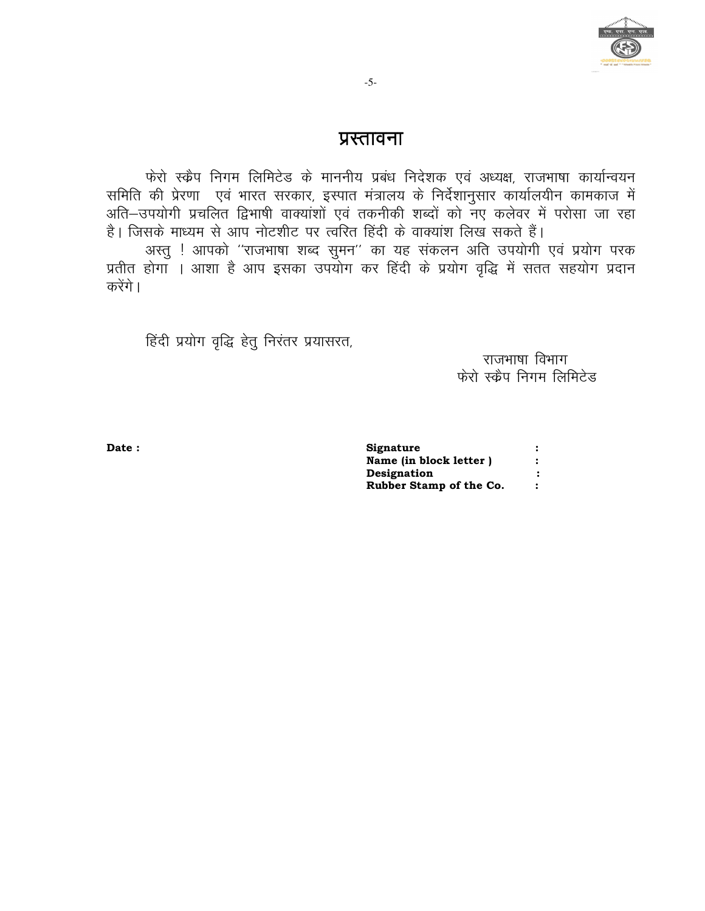# प्रस्तावना

फेरो स्क्रैप निगम लिमिटेड के माननीय प्रबंध निदेशक एवं अध्यक्ष, राजभाषा कार्यान्वयन समिति की प्रेरणा एवं भारत सरकार, इस्पात मंत्रालय के निर्देशानुसार कार्यालयीन कामकाज में अति–उपयोगी प्रचलित द्विभाषी वाक्यांशों एवं तकनीकी शब्दों को नए कलेवर में परोसा जा रहा है। जिसके माध्यम से आप नोटशीट पर त्वरित हिंदी के वाक्यांश लिख सकते हैं।

अस्तु ! आपको ''राजभाषा शब्द सुमन'' का यह संकलन अति उपयोगी एवं प्रयोग परक प्रतीत होगा । आशा है आप इसका उपयोग कर हिंदी के प्रयोग वृद्धि में सतत सहयोग प्रदान करेंगे।

हिंदी प्रयोग वृद्धि हेतु निरंतर प्रयासरत,

राजभाषा विभाग
फेरो स्क्रैप निगम लिमिटेड

**Date :**

**Signature :**
**Name (in block letter ) :**
**Designation :**
**Rubber Stamp of the Co. :**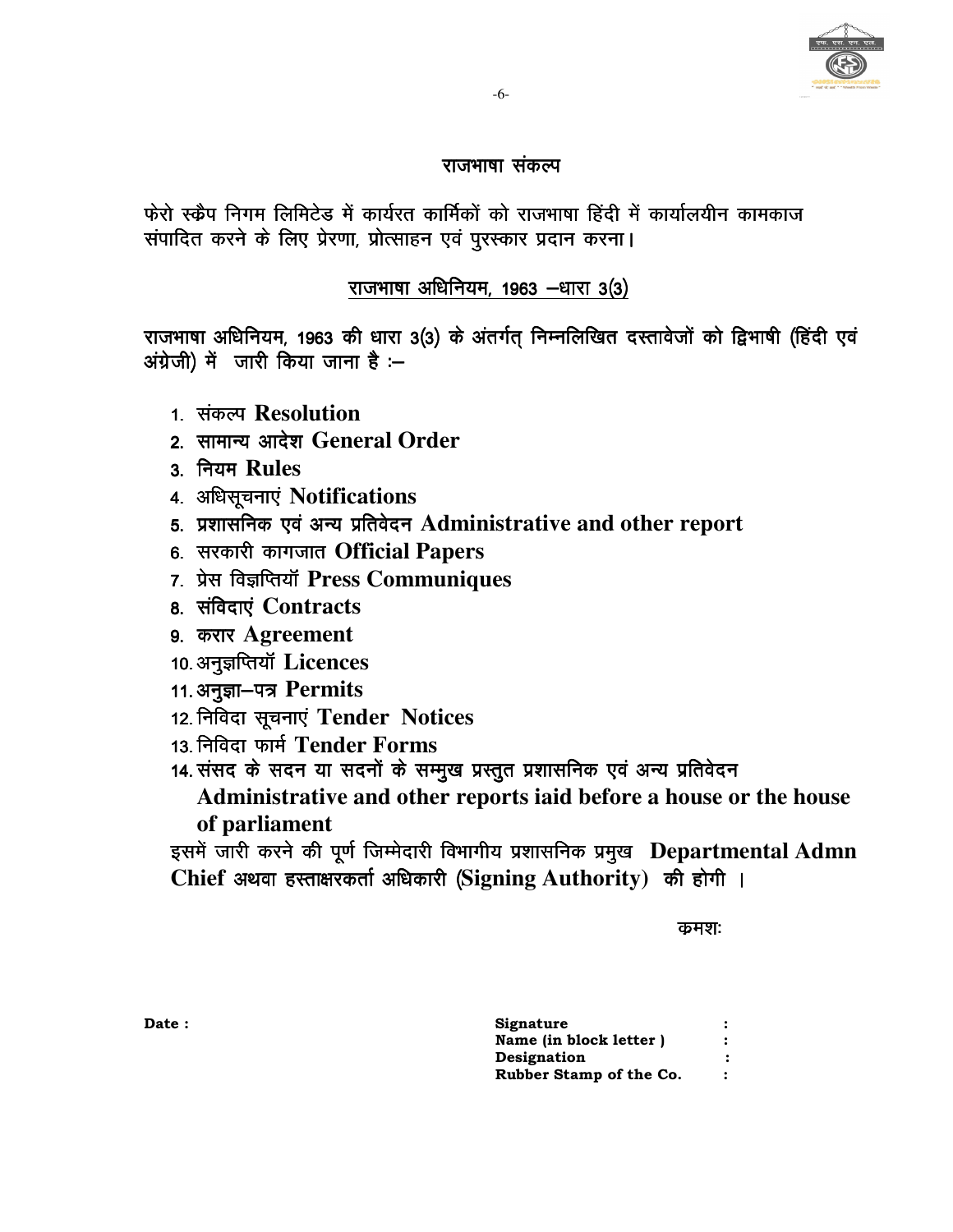## राजभाषा संकल्प

फेरो स्क्रैप निगम लिमिटेड में कार्यरत कार्मिकों को राजभाषा हिंदी में कार्यालयीन कामकाज संपादित करने के लिए प्रेरणा, प्रोत्साहन एवं पुरस्कार प्रदान करना।

### राजभाषा अधिनियम, 1963 –धारा 3(3)

राजभाषा अधिनियम, 1963 की धारा 3(3) के अंतर्गत् निम्नलिखित दस्तावेजों को द्विभाषी (हिंदी एवं अंग्रेजी) में जारी किया जाना है :–

1. संकल्प **Resolution**
2. सामान्य आदेश **General Order**
3. नियम **Rules**
4. अधिसूचनाएं **Notifications**
5. प्रशासनिक एवं अन्य प्रतिवेदन **Administrative and other report**
6. सरकारी कागजात **Official Papers**
7. प्रेस विज्ञप्तियॉ **Press Communiques**
8. संविदाएं **Contracts**
9. करार **Agreement**
10. अनुज्ञप्तियॉ **Licences**
11. अनुज्ञा–पत्र **Permits**
12. निविदा सूचनाएं **Tender Notices**
13. निविदा फार्म **Tender Forms**
14. संसद के सदन या सदनों के सम्मुख प्रस्तुत प्रशासनिक एवं अन्य प्रतिवेदन **Administrative and other reports iaid before a house or the house of parliament**

इसमें जारी करने की पूर्ण जिम्मेदारी विभागीय प्रशासनिक प्रमुख **Departmental Admn Chief** अथवा हस्ताक्षरकर्ता अधिकारी **(Signing Authority)** की होगी ।

क्रमशः

**Date :**

**Signature :**
**Name (in block letter ) :**
**Designation :**
**Rubber Stamp of the Co. :**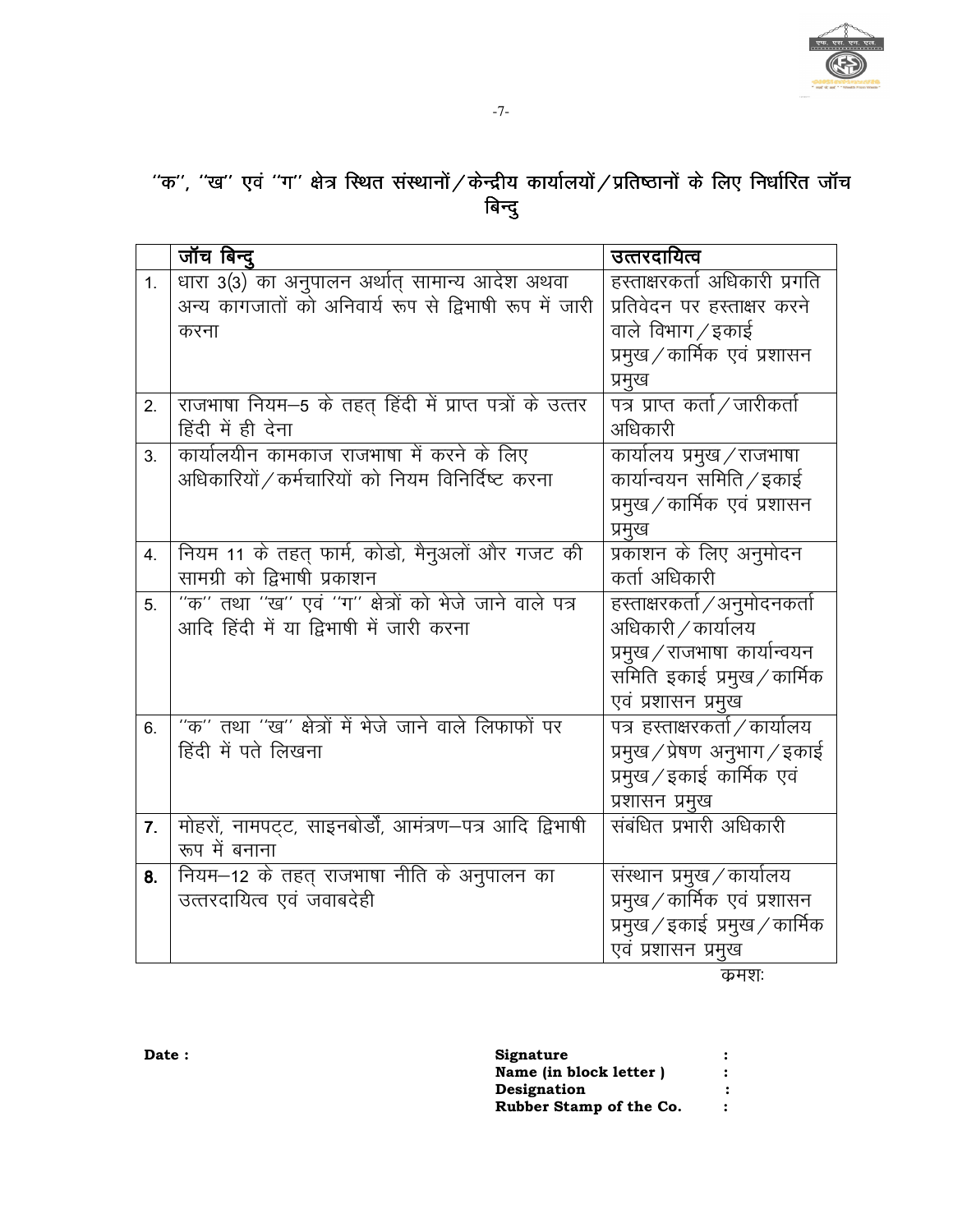## ''क'', ''ख'' एवं ''ग'' क्षेत्र स्थित संस्थानों/केन्द्रीय कार्यालयों/प्रतिष्ठानों के लिए निर्धारित जॉच बिन्दु

| | जॉच बिन्दु | उत्तरदायित्व |
|---|---|---|
| 1. | धारा 3(3) का अनुपालन अर्थात् सामान्य आदेश अथवा अन्य कागजातों को अनिवार्य रूप से द्विभाषी रूप में जारी करना | हस्ताक्षरकर्ता अधिकारी प्रगति प्रतिवेदन पर हस्ताक्षर करने वाले विभाग/इकाई प्रमुख/कार्मिक एवं प्रशासन प्रमुख |
| 2. | राजभाषा नियम–5 के तहत् हिंदी में प्राप्त पत्रों के उत्तर हिंदी में ही देना | पत्र प्राप्त कर्ता/जारीकर्ता अधिकारी |
| 3. | कार्यालयीन कामकाज राजभाषा में करने के लिए अधिकारियों/कर्मचारियों को नियम विनिर्दिष्ट करना | कार्यालय प्रमुख/राजभाषा कार्यान्वयन समिति/इकाई प्रमुख/कार्मिक एवं प्रशासन प्रमुख |
| 4. | नियम 11 के तहत् फार्म, कोडो, मैनुअलों और गजट की सामग्री को द्विभाषी प्रकाशन | प्रकाशन के लिए अनुमोदन कर्ता अधिकारी |
| 5. | ''क'' तथा ''ख'' एवं ''ग'' क्षेत्रों को भेजे जाने वाले पत्र आदि हिंदी में या द्विभाषी में जारी करना | हस्ताक्षरकर्ता/अनुमोदनकर्ता अधिकारी/कार्यालय प्रमुख/राजभाषा कार्यान्वयन समिति इकाई प्रमुख/कार्मिक एवं प्रशासन प्रमुख |
| 6. | ''क'' तथा ''ख'' क्षेत्रों में भेजे जाने वाले लिफाफों पर हिंदी में पते लिखना | पत्र हस्ताक्षरकर्ता/कार्यालय प्रमुख/प्रेषण अनुभाग/इकाई प्रमुख/इकाई कार्मिक एवं प्रशासन प्रमुख |
| 7. | मोहरों, नामपट्ट, साइनबोर्डों, आमंत्रण–पत्र आदि द्विभाषी रूप में बनाना | संबंधित प्रभारी अधिकारी |
| 8. | नियम–12 के तहत् राजभाषा नीति के अनुपालन का उत्तरदायित्व एवं जवाबदेही | संस्थान प्रमुख/कार्यालय प्रमुख/कार्मिक एवं प्रशासन प्रमुख/इकाई प्रमुख/कार्मिक एवं प्रशासन प्रमुख |

क्रमशः

**Date :**

**Signature :**
**Name (in block letter ) :**
**Designation :**
**Rubber Stamp of the Co. :**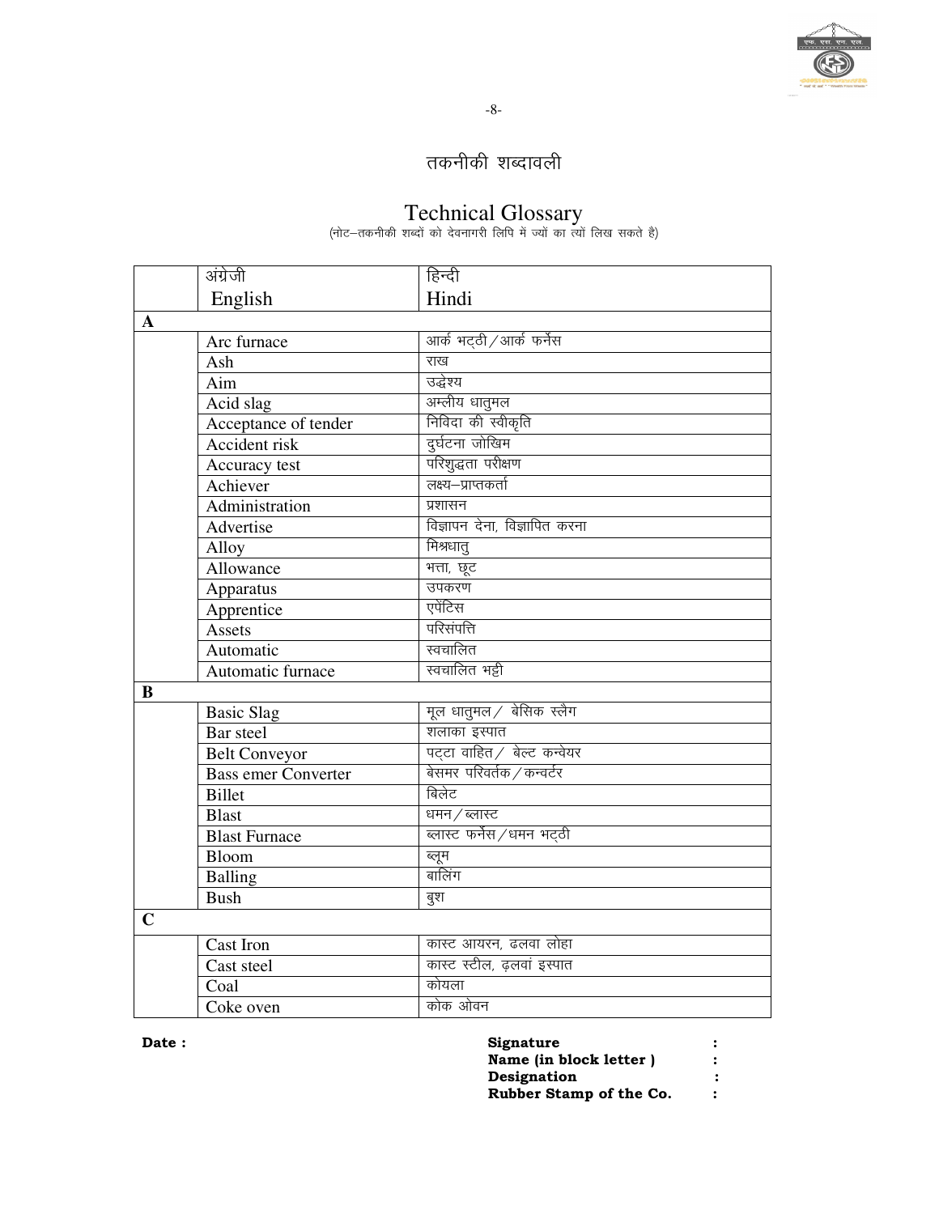# तकनीकी शब्दावली

# Technical Glossary

(नोट–तकनीकी शब्दों को देवनागरी लिपि में ज्यों का त्यों लिख सकते है)

| | अंग्रेजी English | हिन्दी Hindi |
|---|---|---|
| **A** | | |
| | Arc furnace | आर्क भट्ठी / आर्क फर्नेस |
| | Ash | राख |
| | Aim | उद्धेश्य |
| | Acid slag | अम्लीय धातुमल |
| | Acceptance of tender | निविदा की स्वीकृति |
| | Accident risk | दुर्घटना जोखिम |
| | Accuracy test | परिशुद्धता परीक्षण |
| | Achiever | लक्ष्य–प्राप्तकर्ता |
| | Administration | प्रशासन |
| | Advertise | विज्ञापन देना, विज्ञापित करना |
| | Alloy | मिश्रधातु |
| | Allowance | भत्ता, छूट |
| | Apparatus | उपकरण |
| | Apprentice | एपेंटिस |
| | Assets | परिसंपत्ति |
| | Automatic | स्वचालित |
| | Automatic furnace | स्वचालित भट्टी |
| **B** | | |
| | Basic Slag | मूल धातुमल / बेसिक स्लैग |
| | Bar steel | शलाका इस्पात |
| | Belt Conveyor | पट्टा वाहित / बेल्ट कन्वेयर |
| | Bass emer Converter | बेसमर परिवर्तक / कन्वर्टर |
| | Billet | बिलेट |
| | Blast | धमन / ब्लास्ट |
| | Blast Furnace | ब्लास्ट फर्नेस / धमन भट्ठी |
| | Bloom | ब्लूम |
| | Balling | बालिंग |
| | Bush | बुश |
| **C** | | |
| | Cast Iron | कास्ट आयरन, ढलवा लोहा |
| | Cast steel | कास्ट स्टील, ढ़लवां इस्पात |
| | Coal | कोयला |
| | Coke oven | कोक ओवन |

**Date :**

**Signature :**
**Name (in block letter ) :**
**Designation :**
**Rubber Stamp of the Co. :**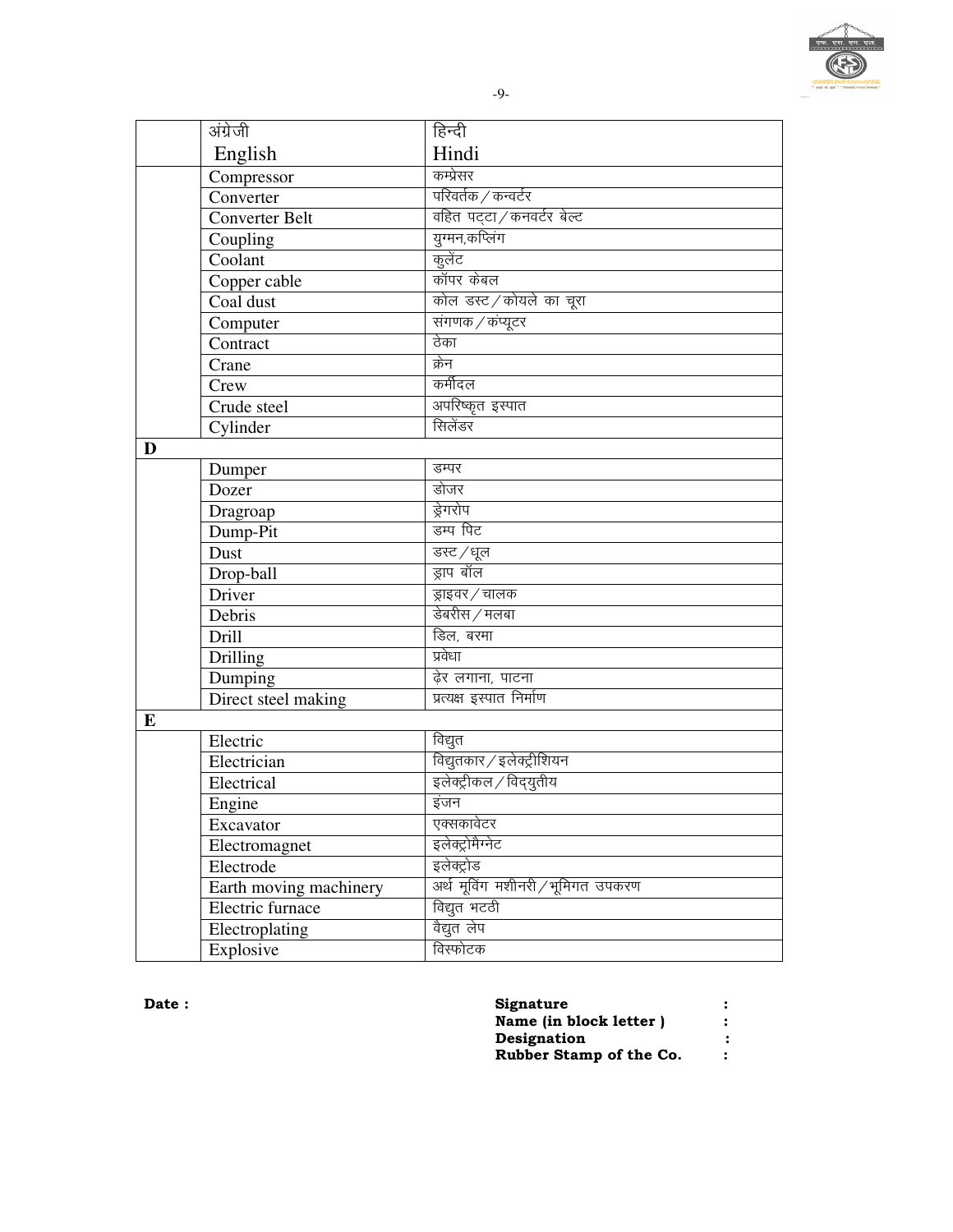| | अंग्रेजी<br>English | हिन्दी<br>Hindi |
|---|---|---|
| | Compressor | कम्प्रेसर |
| | Converter | परिवर्तक / कन्वर्टर |
| | Converter Belt | वहित पट्टा / कनवर्टर बेल्ट |
| | Coupling | युग्मन,कप्लिंग |
| | Coolant | कुलेंट |
| | Copper cable | कॉपर केबल |
| | Coal dust | कोल डस्ट / कोयले का चूरा |
| | Computer | संगणक / कंप्यूटर |
| | Contract | ठेका |
| | Crane | क्रेन |
| | Crew | कर्मीदल |
| | Crude steel | अपरिष्कृत इस्पात |
| | Cylinder | सिलेंडर |
| **D** | | |
| | Dumper | डम्पर |
| | Dozer | डोजर |
| | Dragroap | ड्रेगरोप |
| | Dump-Pit | डम्प पिट |
| | Dust | डस्ट / धूल |
| | Drop-ball | ड्राप बॉल |
| | Driver | ड्राइवर / चालक |
| | Debris | डेबरीस / मलबा |
| | Drill | ड्रिल, बरमा |
| | Drilling | प्रवेधा |
| | Dumping | ढ़ेर लगाना, पाटना |
| | Direct steel making | प्रत्यक्ष इस्पात निर्माण |
| **E** | | |
| | Electric | विद्युत |
| | Electrician | विद्युतकार / इलेक्ट्रीशियन |
| | Electrical | इलेक्ट्रीकल / विद्युतीय |
| | Engine | इंजन |
| | Excavator | एक्सकावेटर |
| | Electromagnet | इलेक्ट्रोमैग्नेट |
| | Electrode | इलेक्ट्रोड |
| | Earth moving machinery | अर्थ मूविंग मशीनरी / भूमिगत उपकरण |
| | Electric furnace | विद्युत भटठी |
| | Electroplating | वैद्युत लेप |
| | Explosive | विस्फोटक |

**Date :**

**Signature :**
**Name (in block letter ) :**
**Designation :**
**Rubber Stamp of the Co. :**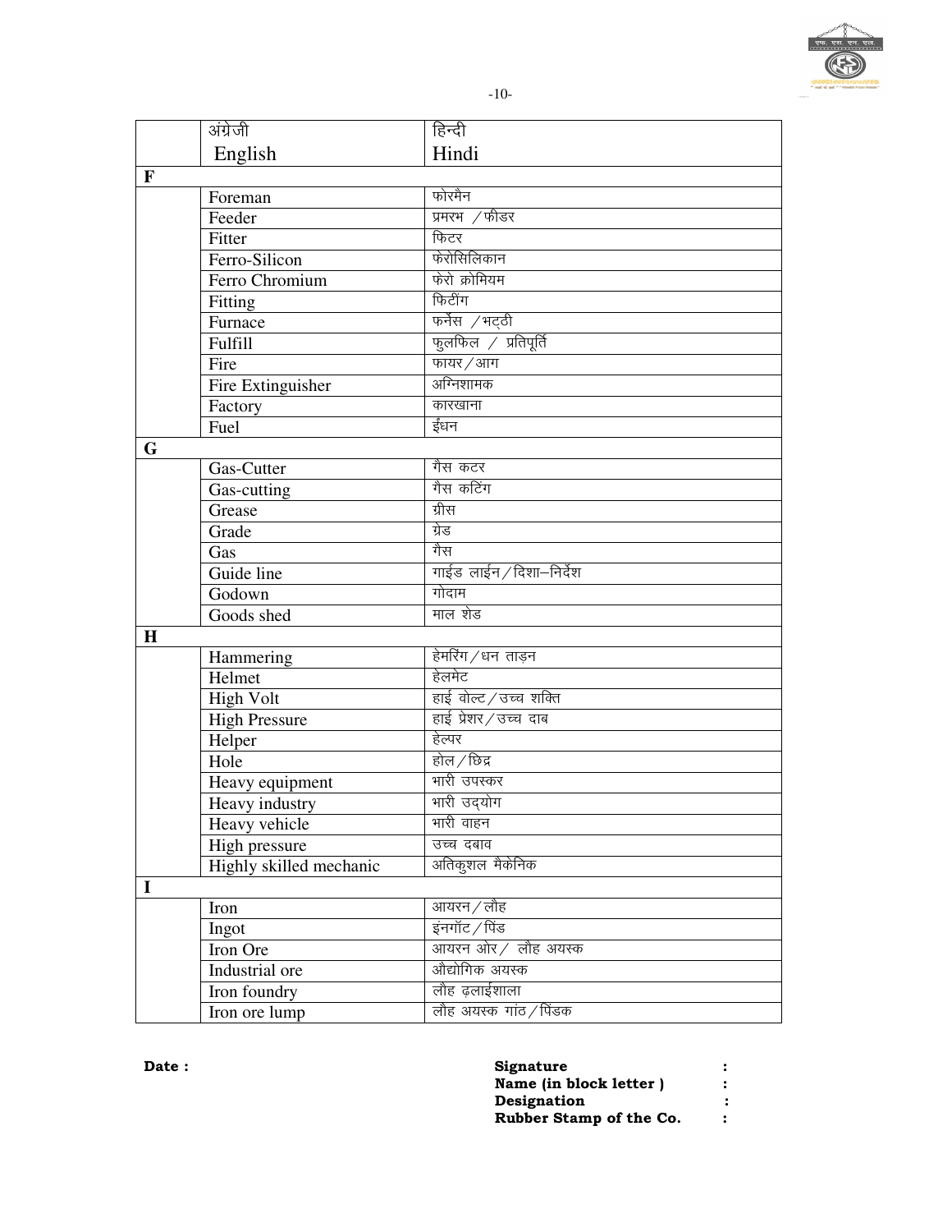|  | अंग्रेजी English | हिन्दी Hindi |
|---|---|---|
| **F** | | |
|  | Foreman | फोरमैन |
|  | Feeder | प्रमरभ /फीडर |
|  | Fitter | फिटर |
|  | Ferro-Silicon | फेरोसिलिकान |
|  | Ferro Chromium | फेरो क्रोमियम |
|  | Fitting | फिटींग |
|  | Furnace | फर्नेस /भट्ठी |
|  | Fulfill | फुलफिल / प्रतिपूर्ति |
|  | Fire | फायर/आग |
|  | Fire Extinguisher | अग्निशामक |
|  | Factory | कारखाना |
|  | Fuel | ईंधन |
| **G** | | |
|  | Gas-Cutter | गैस कटर |
|  | Gas-cutting | गैस कटिंग |
|  | Grease | ग्रीस |
|  | Grade | ग्रेड |
|  | Gas | गैस |
|  | Guide line | गाईड लाईन/दिशा–निर्देश |
|  | Godown | गोदाम |
|  | Goods shed | माल शेड |
| **H** | | |
|  | Hammering | हेमरिंग/धन ताड़न |
|  | Helmet | हेलमेट |
|  | High Volt | हाई वोल्ट/उच्च शक्ति |
|  | High Pressure | हाई प्रेशर/उच्च दाब |
|  | Helper | हेल्पर |
|  | Hole | होल/छिद्र |
|  | Heavy equipment | भारी उपस्कर |
|  | Heavy industry | भारी उद्योग |
|  | Heavy vehicle | भारी वाहन |
|  | High pressure | उच्च दबाव |
|  | Highly skilled mechanic | अतिकुशल मैकेनिक |
| **I** | | |
|  | Iron | आयरन/लौह |
|  | Ingot | इंनगॉट/पिंड |
|  | Iron Ore | आयरन ओर/ लौह अयस्क |
|  | Industrial ore | औद्योगिक अयस्क |
|  | Iron foundry | लौह ढ़लाईशाला |
|  | Iron ore lump | लौह अयस्क गांठ/पिंडक |

**Date :**

**Signature :**
**Name (in block letter ) :**
**Designation :**
**Rubber Stamp of the Co. :**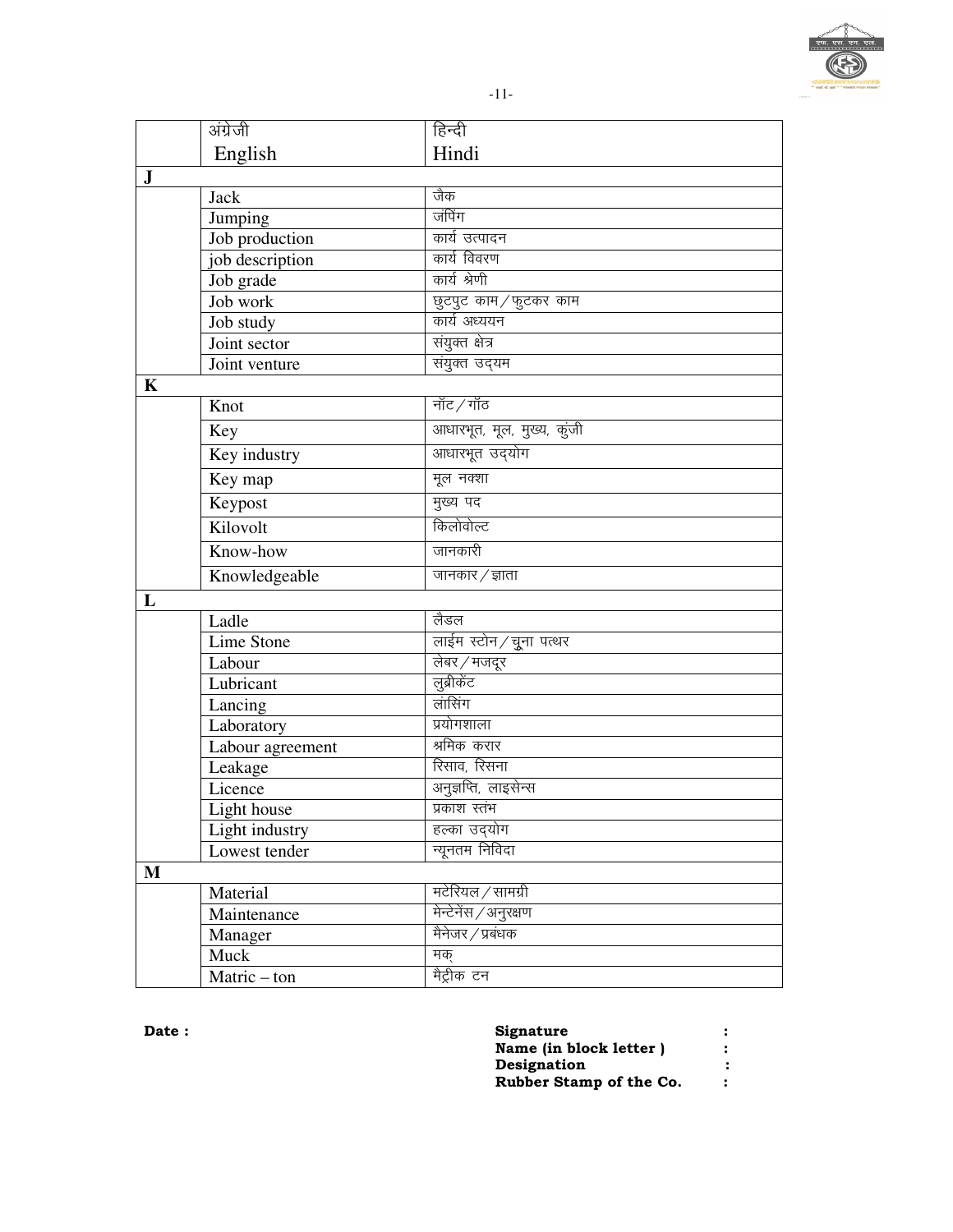| | अंग्रेजी English | हिन्दी Hindi |
|---|---|---|
| **J** | | |
| | Jack | जैक |
| | Jumping | जंपिंग |
| | Job production | कार्य उत्पादन |
| | job description | कार्य विवरण |
| | Job grade | कार्य श्रेणी |
| | Job work | छुटपुट काम / फुटकर काम |
| | Job study | कार्य अध्ययन |
| | Joint sector | संयुक्त क्षेत्र |
| | Joint venture | संयुक्त उद्यम |
| **K** | | |
| | Knot | नॉट / गॉठ |
| | Key | आधारभूत, मूल, मुख्य, कुंजी |
| | Key industry | आधारभूत उद्योग |
| | Key map | मूल नक्शा |
| | Keypost | मुख्य पद |
| | Kilovolt | किलोवोल्ट |
| | Know-how | जानकारी |
| | Knowledgeable | जानकार / ज्ञाता |
| **L** | | |
| | Ladle | लैडल |
| | Lime Stone | लाईम स्टोन / चूना पत्थर |
| | Labour | लेबर / मजदूर |
| | Lubricant | लुब्रीकेंट |
| | Lancing | लांसिंग |
| | Laboratory | प्रयोगशाला |
| | Labour agreement | श्रमिक करार |
| | Leakage | रिसाव, रिसना |
| | Licence | अनुज्ञप्ति, लाइसेन्स |
| | Light house | प्रकाश स्तंभ |
| | Light industry | हल्का उद्योग |
| | Lowest tender | न्यूनतम निविदा |
| **M** | | |
| | Material | मटेरियल / सामग्री |
| | Maintenance | मेन्टेनेंस / अनुरक्षण |
| | Manager | मैनेजर / प्रबंधक |
| | Muck | मक् |
| | Matric – ton | मैट्रीक टन |

**Date :**

**Signature :**
**Name (in block letter ) :**
**Designation :**
**Rubber Stamp of the Co. :**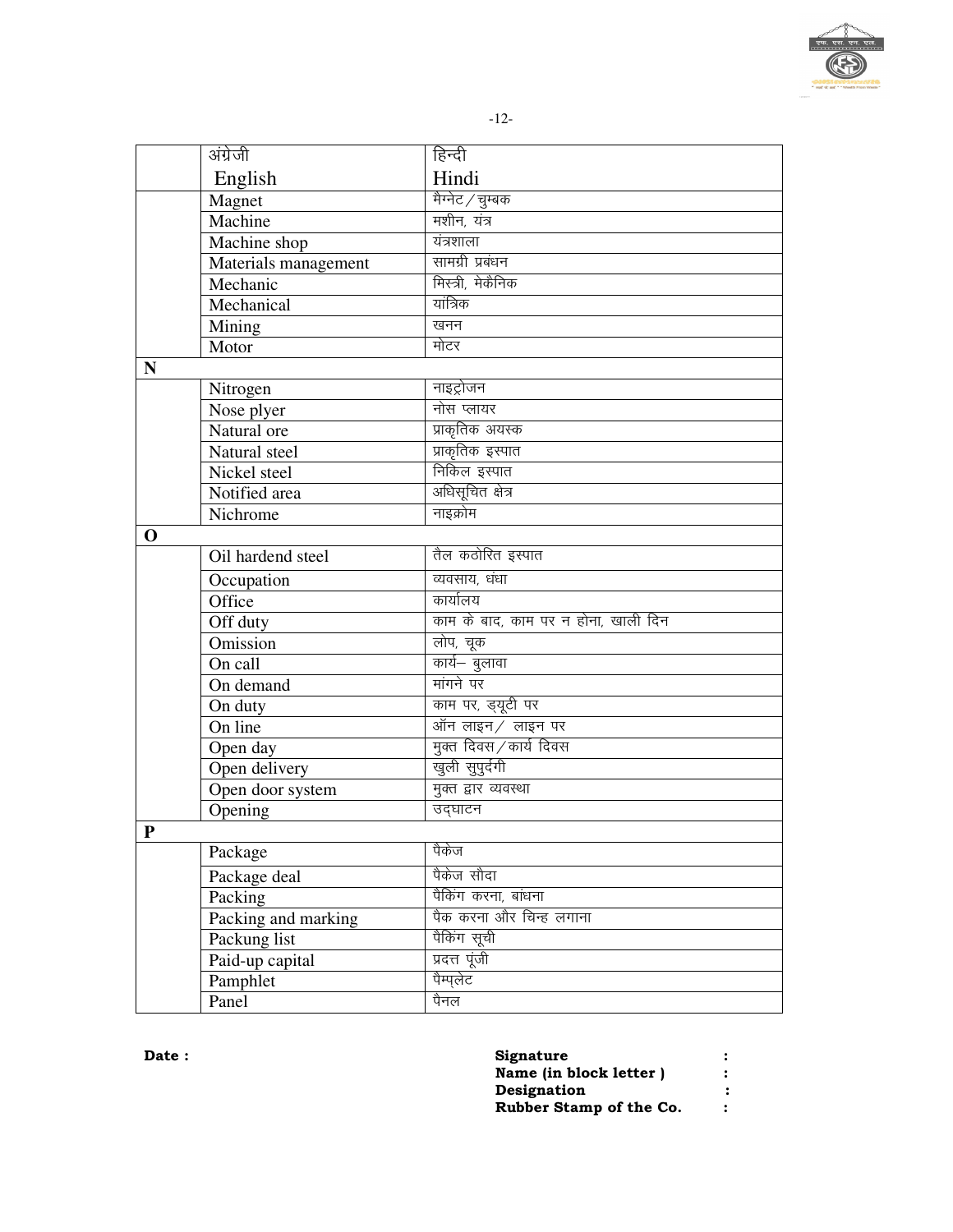|  | अंग्रेजी<br>English | हिन्दी<br>Hindi |
|---|---|---|
|  | Magnet | मैग्नेट / चुम्बक |
|  | Machine | मशीन, यंत्र |
|  | Machine shop | यंत्रशाला |
|  | Materials management | सामग्री प्रबंधन |
|  | Mechanic | मिस्त्री, मेकैनिक |
|  | Mechanical | यांत्रिक |
|  | Mining | खनन |
|  | Motor | मोटर |
| **N** |  |  |
|  | Nitrogen | नाइट्रोजन |
|  | Nose plyer | नोस प्लायर |
|  | Natural ore | प्राकृतिक अयस्क |
|  | Natural steel | प्राकृतिक इस्पात |
|  | Nickel steel | निकिल इस्पात |
|  | Notified area | अधिसूचित क्षेत्र |
|  | Nichrome | नाइक्रोम |
| **O** |  |  |
|  | Oil hardend steel | तैल कठोरित इस्पात |
|  | Occupation | व्यवसाय, धंधा |
|  | Office | कार्यालय |
|  | Off duty | काम के बाद, काम पर न होना, खाली दिन |
|  | Omission | लोप, चूक |
|  | On call | कार्य– बुलावा |
|  | On demand | मांगने पर |
|  | On duty | काम पर, ड्यूटी पर |
|  | On line | ऑन लाइन / लाइन पर |
|  | Open day | मुक्त दिवस / कार्य दिवस |
|  | Open delivery | खुली सुपुर्दगी |
|  | Open door system | मुक्त द्वार व्यवस्था |
|  | Opening | उद्घाटन |
| **P** |  |  |
|  | Package | पैकेज |
|  | Package deal | पैकेज सौदा |
|  | Packing | पैकिंग करना, बांधना |
|  | Packing and marking | पैक करना और चिन्ह लगाना |
|  | Packung list | पैकिंग सूची |
|  | Paid-up capital | प्रदत्त पूंजी |
|  | Pamphlet | पैम्प्लेट |
|  | Panel | पैनल |

**Date :**

**Signature :**
**Name (in block letter ) :**
**Designation :**
**Rubber Stamp of the Co. :**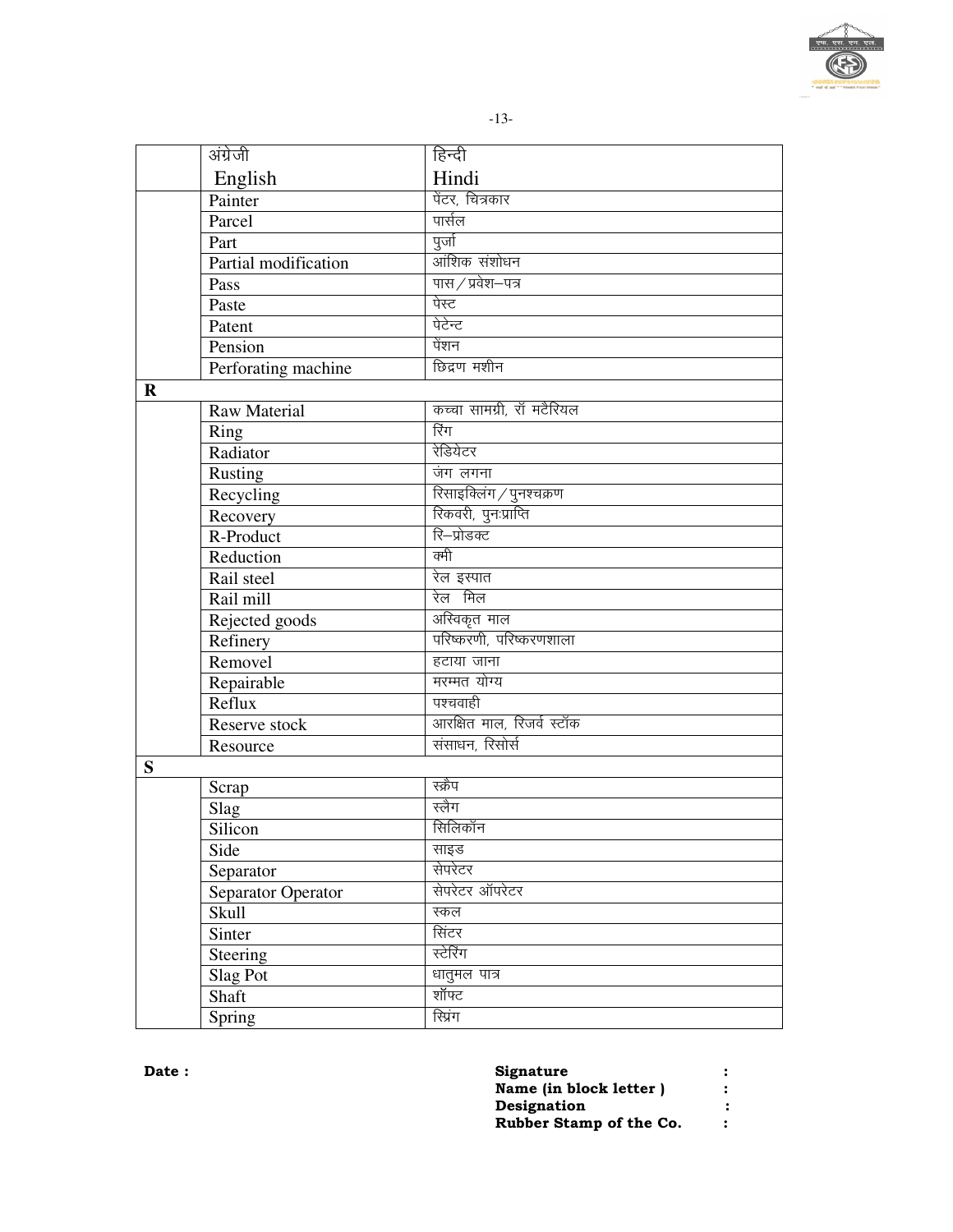| | अंग्रेजी English | हिन्दी Hindi |
|---|---|---|
| | Painter | पेंटर, चित्रकार |
| | Parcel | पार्सल |
| | Part | पुर्जा |
| | Partial modification | आंशिक संशोधन |
| | Pass | पास / प्रवेश–पत्र |
| | Paste | पेस्ट |
| | Patent | पेटेन्ट |
| | Pension | पेंशन |
| | Perforating machine | छिद्रण मशीन |
| **R** | | |
| | Raw Material | कच्चा सामग्री, रॉ मटैरियल |
| | Ring | रिंग |
| | Radiator | रेडियेटर |
| | Rusting | जंग लगना |
| | Recycling | रिसाइक्लिंग / पुनश्चक्रण |
| | Recovery | रिकवरी, पुनःप्राप्ति |
| | R-Product | रि–प्रोडक्ट |
| | Reduction | क्मी |
| | Rail steel | रेल इस्पात |
| | Rail mill | रेल मिल |
| | Rejected goods | अस्विकृत माल |
| | Refinery | परिष्करणी, परिष्करणशाला |
| | Removel | हटाया जाना |
| | Repairable | मरम्मत योग्य |
| | Reflux | पश्चवाही |
| | Reserve stock | आरक्षित माल, रिजर्व स्टॉक |
| | Resource | संसाधन, रिसोर्स |
| **S** | | |
| | Scrap | स्क्रैप |
| | Slag | स्लैग |
| | Silicon | सिलिकॉन |
| | Side | साइड |
| | Separator | सेपरेटर |
| | Separator Operator | सेपरेटर ऑपरेटर |
| | Skull | स्कल |
| | Sinter | सिंटर |
| | Steering | स्टेरिंग |
| | Slag Pot | धातुमल पात्र |
| | Shaft | शॉफ्ट |
| | Spring | स्प्रिंग |

**Date :**

**Signature** :
**Name (in block letter )** :
**Designation** :
**Rubber Stamp of the Co.** :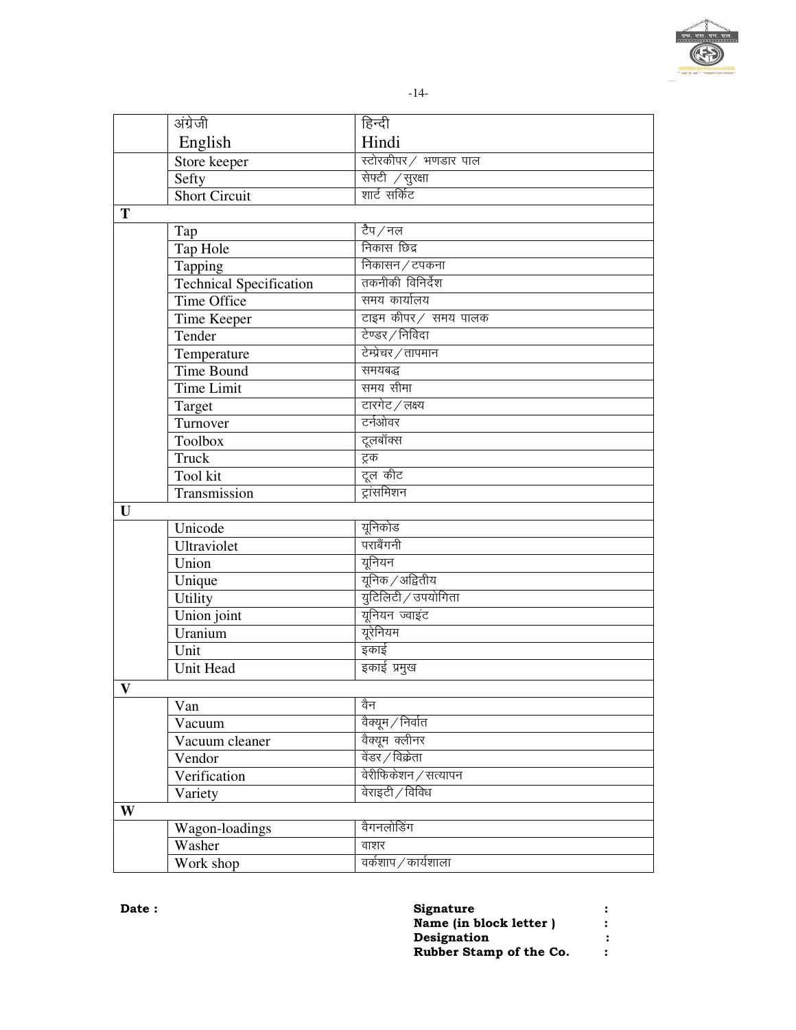| | अंग्रेजी<br>English | हिन्दी<br>Hindi |
|---|---|---|
| | Store keeper | स्टोरकीपर / भण्डार पाल |
| | Sefty | सेफ्टी / सुरक्षा |
| | Short Circuit | शार्ट सर्किट |
| **T** | | |
| | Tap | टैप / नल |
| | Tap Hole | निकास छिद्र |
| | Tapping | निकासन / टपकना |
| | Technical Specification | तकनीकी विनिर्देश |
| | Time Office | समय कार्यालय |
| | Time Keeper | टाइम कीपर / समय पालक |
| | Tender | टेण्डर / निविदा |
| | Temperature | टेम्प्रेचर / तापमान |
| | Time Bound | समयबद्ध |
| | Time Limit | समय सीमा |
| | Target | टारगेट / लक्ष्य |
| | Turnover | टर्नओवर |
| | Toolbox | टूलबॉक्स |
| | Truck | ट्रक |
| | Tool kit | टूल कीट |
| | Transmission | ट्रांसमिशन |
| **U** | | |
| | Unicode | यूनिकोड |
| | Ultraviolet | पराबैंगनी |
| | Union | यूनियन |
| | Unique | यूनिक / अद्वितीय |
| | Utility | युटिलिटी / उपयोगिता |
| | Union joint | यूनियन ज्वाइंट |
| | Uranium | यूरेनियम |
| | Unit | इकाई |
| | Unit Head | इकाई प्रमुख |
| **V** | | |
| | Van | वैन |
| | Vacuum | वैक्यूम / निर्वात |
| | Vacuum cleaner | वैक्यूम क्लीनर |
| | Vendor | वेंडर / विक्रेता |
| | Verification | वेरीफिकेशन / सत्यापन |
| | Variety | वेराइटी / विविध |
| **W** | | |
| | Wagon-loadings | वैगनलोडिंग |
| | Washer | वाशर |
| | Work shop | वर्कशाप / कार्यशाला |

**Date :**

**Signature :**
**Name (in block letter ) :**
**Designation :**
**Rubber Stamp of the Co. :**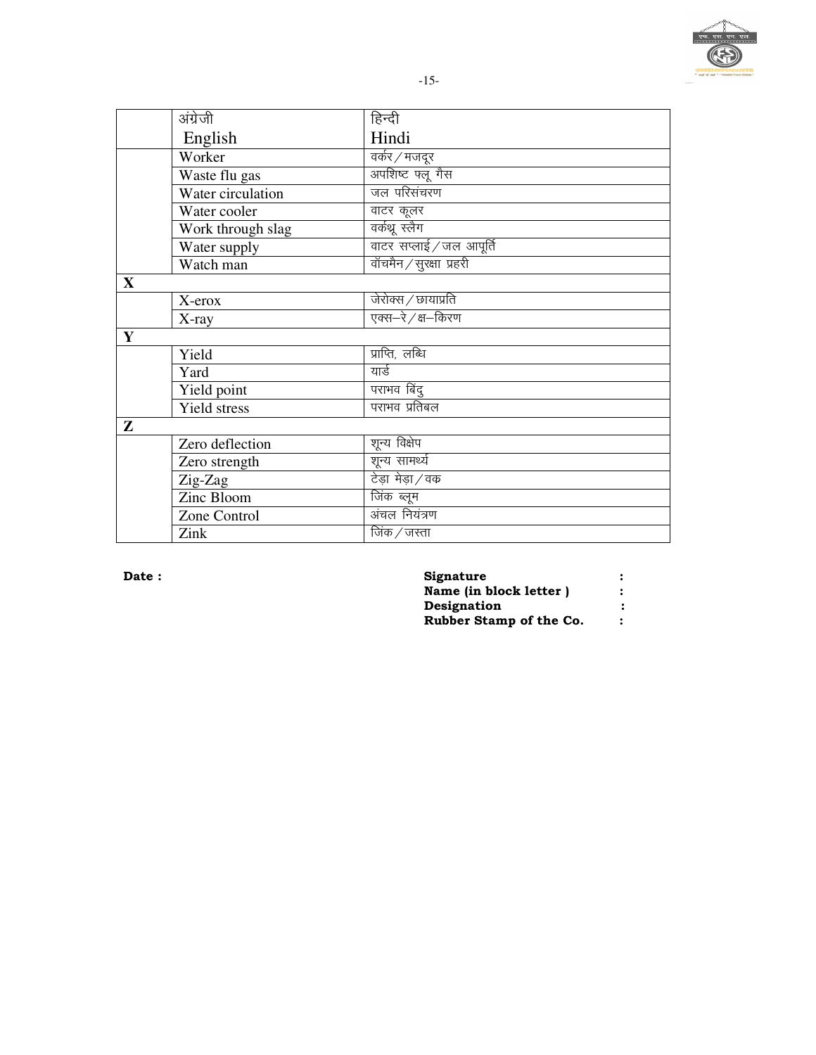| | अंग्रेजी English | हिन्दी Hindi |
|---|---|---|
| | Worker | वर्कर / मजदूर |
| | Waste flu gas | अपशिष्ट फ्लू गैस |
| | Water circulation | जल परिसंचरण |
| | Water cooler | वाटर कूलर |
| | Work through slag | वर्कथ्रू स्लैग |
| | Water supply | वाटर सप्लाई / जल आपूर्ति |
| | Watch man | वॉचमैन / सुरक्षा प्रहरी |
| **X** | | |
| | X-erox | जेरोक्स / छायाप्रति |
| | X-ray | एक्स–रे / क्ष–किरण |
| **Y** | | |
| | Yield | प्राप्ति, लब्धि |
| | Yard | यार्ड |
| | Yield point | पराभव बिंदु |
| | Yield stress | पराभव प्रतिबल |
| **Z** | | |
| | Zero deflection | शून्य विक्षेप |
| | Zero strength | शून्य सामर्थ्य |
| | Zig-Zag | टेड़ा मेड़ा / वक्र |
| | Zinc Bloom | जिंक ब्लूम |
| | Zone Control | अंचल नियंत्रण |
| | Zink | जिंक / जस्ता |

**Date :**

**Signature :**
**Name (in block letter ) :**
**Designation :**
**Rubber Stamp of the Co. :**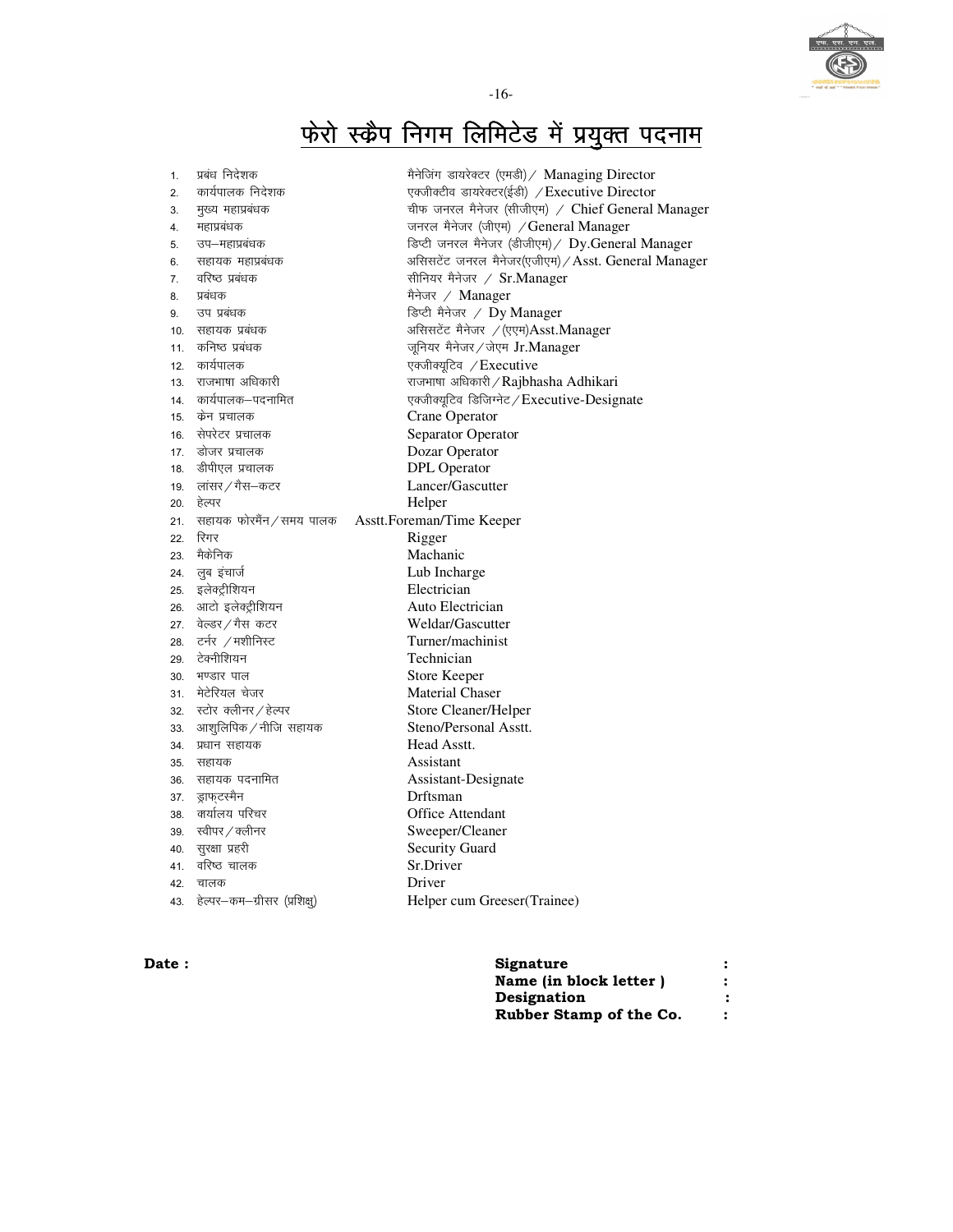# फेरो स्क्रैप निगम लिमिटेड में प्रयुक्त पदनाम

1. प्रबंध निदेशक — मैनेजिंग डायरेक्टर (एमडी) / Managing Director
2. कार्यपालक निदेशक — एक्जीक्टीव डायरेक्टर(ईडी) / Executive Director
3. मुख्य महाप्रबंधक — चीफ जनरल मैनेजर (सीजीएम) / Chief General Manager
4. महाप्रबंधक — जनरल मैनेजर (जीएम) / General Manager
5. उप–महाप्रबंधक — डिप्टी जनरल मैनेजर (डीजीएम) / Dy.General Manager
6. सहायक महाप्रबंधक — असिसटेंट जनरल मैनेजर(एजीएम) / Asst. General Manager
7. वरिष्ठ प्रबंधक — सीनियर मैनेजर / Sr.Manager
8. प्रबंधक — मैनेजर / Manager
9. उप प्रबंधक — डिप्टी मैनेजर / Dy Manager
10. सहायक प्रबंधक — असिसटेंट मैनेजर / (एएम)Asst.Manager
11. कनिष्ठ प्रबंधक — जूनियर मैनेजर / जेएम Jr.Manager
12. कार्यपालक — एक्जीक्यूटिव / Executive
13. राजभाषा अधिकारी — राजभाषा अधिकारी / Rajbhasha Adhikari
14. कार्यपालक–पदनामित — एक्जीक्यूटिव डिजिग्नेट / Executive-Designate
15. क्रेन प्रचालक — Crane Operator
16. सेपरेटर प्रचालक — Separator Operator
17. डोजर प्रचालक — Dozar Operator
18. डीपीएल प्रचालक — DPL Operator
19. लांसर / गैस–कटर — Lancer/Gascutter
20. हेल्पर — Helper
21. सहायक फोरमैंन / समय पालक — Asstt.Foreman/Time Keeper
22. रिगर — Rigger
23. मैकेनिक — Machanic
24. लुब इंचार्ज — Lub Incharge
25. इलेक्ट्रीशियन — Electrician
26. आटो इलेक्ट्रीशियन — Auto Electrician
27. वेल्डर / गैस कटर — Weldar/Gascutter
28. टर्नर / मशीनिस्ट — Turner/machinist
29. टेक्नीशियन — Technician
30. भण्डार पाल — Store Keeper
31. मेटेरियल चेजर — Material Chaser
32. स्टोर क्लीनर / हेल्पर — Store Cleaner/Helper
33. आशुलिपिक / नीजि सहायक — Steno/Personal Asstt.
34. प्रधान सहायक — Head Asstt.
35. सहायक — Assistant
36. सहायक पदनामित — Assistant-Designate
37. ड्राफ्टसमैन — Drftsman
38. कार्यालय परिचर — Office Attendant
39. स्वीपर / क्लीनर — Sweeper/Cleaner
40. सुरक्षा प्रहरी — Security Guard
41. वरिष्ठ चालक — Sr.Driver
42. चालक — Driver
43. हेल्पर–कम–ग्रीसर (प्रशिक्षु) — Helper cum Greeser(Trainee)

**Date :**

**Signature :**
**Name (in block letter ) :**
**Designation :**
**Rubber Stamp of the Co. :**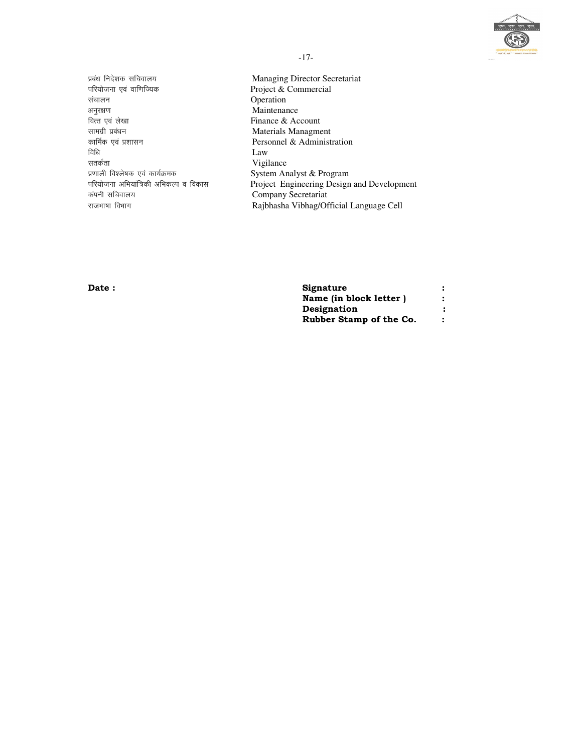| | |
|---|---|
| प्रबंध निदेशक सचिवालय | Managing Director Secretariat |
| परियोजना एवं वाणिज्यिक | Project & Commercial |
| संचालन | Operation |
| अनुरक्षण | Maintenance |
| वित्त एवं लेखा | Finance & Account |
| सामग्री प्रबंधन | Materials Managment |
| कार्मिक एवं प्रशासन | Personnel & Administration |
| विधि | Law |
| सतर्कता | Vigilance |
| प्रणाली विश्लेषक एवं कार्यक्रमक | System Analyst & Program |
| परियोजना अभियांत्रिकी अभिकल्प व विकास | Project Engineering Design and Development |
| कंपनी सचिवालय | Company Secretariat |
| राजभाषा विभाग | Rajbhasha Vibhag/Official Language Cell |

**Date :**

**Signature :**
**Name (in block letter ) :**
**Designation :**
**Rubber Stamp of the Co. :**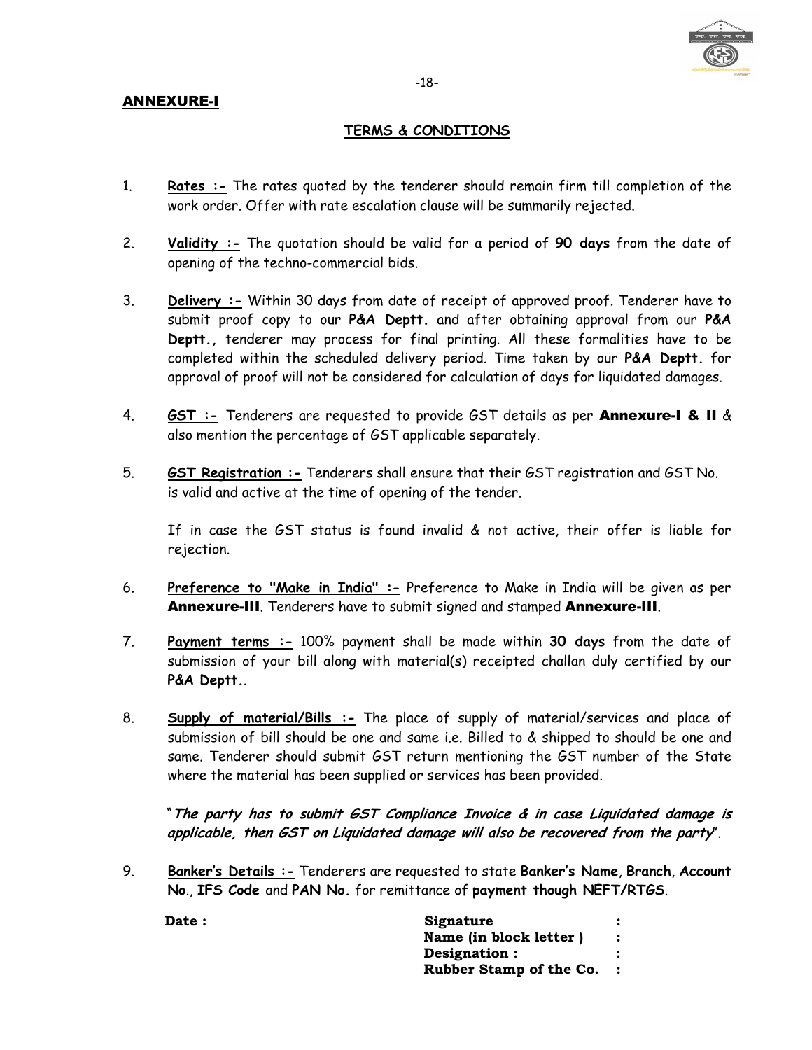**ANNEXURE-I**

## TERMS & CONDITIONS

1. **Rates :-** The rates quoted by the tenderer should remain firm till completion of the work order. Offer with rate escalation clause will be summarily rejected.

2. **Validity :-** The quotation should be valid for a period of **90 days** from the date of opening of the techno-commercial bids.

3. **Delivery :-** Within 30 days from date of receipt of approved proof. Tenderer have to submit proof copy to our **P&A Deptt.** and after obtaining approval from our **P&A Deptt.,** tenderer may process for final printing. All these formalities have to be completed within the scheduled delivery period. Time taken by our **P&A Deptt.** for approval of proof will not be considered for calculation of days for liquidated damages.

4. **GST :-** Tenderers are requested to provide GST details as per **Annexure-I & II** & also mention the percentage of GST applicable separately.

5. **GST Registration :-** Tenderers shall ensure that their GST registration and GST No. is valid and active at the time of opening of the tender.

   If in case the GST status is found invalid & not active, their offer is liable for rejection.

6. **Preference to "Make in India" :-** Preference to Make in India will be given as per **Annexure-III**. Tenderers have to submit signed and stamped **Annexure-III**.

7. **Payment terms :-** 100% payment shall be made within **30 days** from the date of submission of your bill along with material(s) receipted challan duly certified by our **P&A Deptt.**.

8. **Supply of material/Bills :-** The place of supply of material/services and place of submission of bill should be one and same i.e. Billed to & shipped to should be one and same. Tenderer should submit GST return mentioning the GST number of the State where the material has been supplied or services has been provided.

   "***The party has to submit GST Compliance Invoice & in case Liquidated damage is applicable, then GST on Liquidated damage will also be recovered from the party***".

9. **Banker's Details :-** Tenderers are requested to state **Banker's Name**, **Branch**, **Account No.**, **IFS Code** and **PAN No.** for remittance of **payment though NEFT/RTGS**.

**Date :**

**Signature :**
**Name (in block letter ) :**
**Designation : :**
**Rubber Stamp of the Co. :**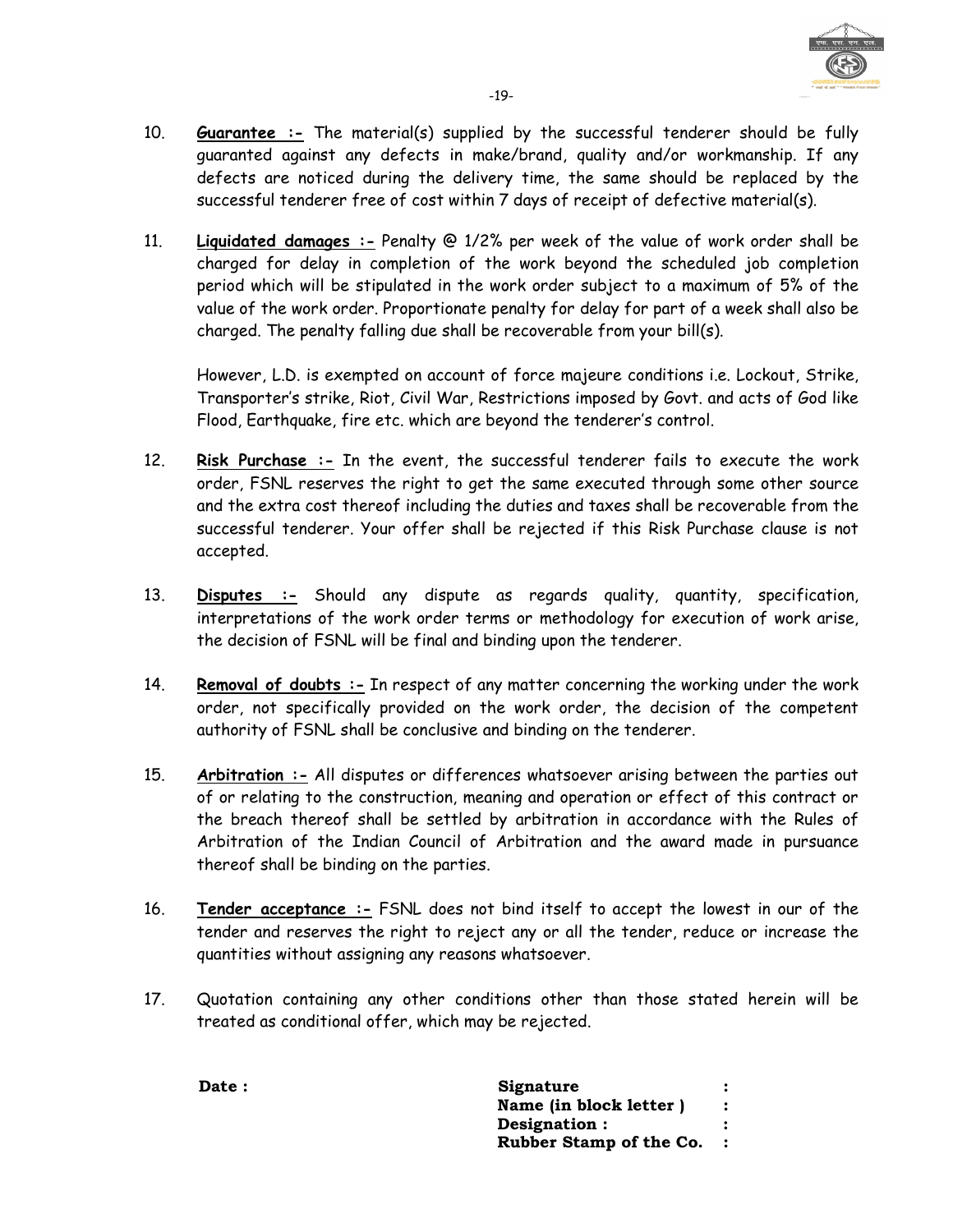10. **Guarantee :-** The material(s) supplied by the successful tenderer should be fully guaranted against any defects in make/brand, quality and/or workmanship. If any defects are noticed during the delivery time, the same should be replaced by the successful tenderer free of cost within 7 days of receipt of defective material(s).

11. **Liquidated damages :-** Penalty @ 1/2% per week of the value of work order shall be charged for delay in completion of the work beyond the scheduled job completion period which will be stipulated in the work order subject to a maximum of 5% of the value of the work order. Proportionate penalty for delay for part of a week shall also be charged. The penalty falling due shall be recoverable from your bill(s).

    However, L.D. is exempted on account of force majeure conditions i.e. Lockout, Strike, Transporter's strike, Riot, Civil War, Restrictions imposed by Govt. and acts of God like Flood, Earthquake, fire etc. which are beyond the tenderer's control.

12. **Risk Purchase :-** In the event, the successful tenderer fails to execute the work order, FSNL reserves the right to get the same executed through some other source and the extra cost thereof including the duties and taxes shall be recoverable from the successful tenderer. Your offer shall be rejected if this Risk Purchase clause is not accepted.

13. **Disputes :-** Should any dispute as regards quality, quantity, specification, interpretations of the work order terms or methodology for execution of work arise, the decision of FSNL will be final and binding upon the tenderer.

14. **Removal of doubts :-** In respect of any matter concerning the working under the work order, not specifically provided on the work order, the decision of the competent authority of FSNL shall be conclusive and binding on the tenderer.

15. **Arbitration :-** All disputes or differences whatsoever arising between the parties out of or relating to the construction, meaning and operation or effect of this contract or the breach thereof shall be settled by arbitration in accordance with the Rules of Arbitration of the Indian Council of Arbitration and the award made in pursuance thereof shall be binding on the parties.

16. **Tender acceptance :-** FSNL does not bind itself to accept the lowest in our of the tender and reserves the right to reject any or all the tender, reduce or increase the quantities without assigning any reasons whatsoever.

17. Quotation containing any other conditions other than those stated herein will be treated as conditional offer, which may be rejected.

**Date :**

**Signature :**
**Name (in block letter ) :**
**Designation : :**
**Rubber Stamp of the Co. :**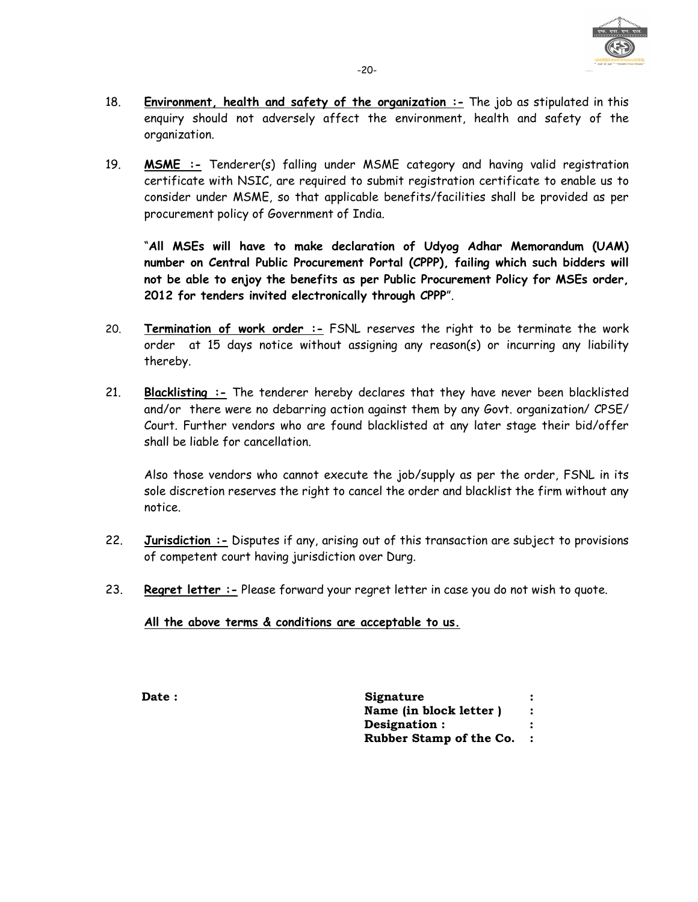18. **Environment, health and safety of the organization :-** The job as stipulated in this enquiry should not adversely affect the environment, health and safety of the organization.

19. **MSME :-** Tenderer(s) falling under MSME category and having valid registration certificate with NSIC, are required to submit registration certificate to enable us to consider under MSME, so that applicable benefits/facilities shall be provided as per procurement policy of Government of India.

    "**All MSEs will have to make declaration of Udyog Adhar Memorandum (UAM) number on Central Public Procurement Portal (CPPP), failing which such bidders will not be able to enjoy the benefits as per Public Procurement Policy for MSEs order, 2012 for tenders invited electronically through CPPP**".

20. **Termination of work order :-** FSNL reserves the right to be terminate the work order at 15 days notice without assigning any reason(s) or incurring any liability thereby.

21. **Blacklisting :-** The tenderer hereby declares that they have never been blacklisted and/or there were no debarring action against them by any Govt. organization/ CPSE/ Court. Further vendors who are found blacklisted at any later stage their bid/offer shall be liable for cancellation.

    Also those vendors who cannot execute the job/supply as per the order, FSNL in its sole discretion reserves the right to cancel the order and blacklist the firm without any notice.

22. **Jurisdiction :-** Disputes if any, arising out of this transaction are subject to provisions of competent court having jurisdiction over Durg.

23. **Regret letter :-** Please forward your regret letter in case you do not wish to quote.

    **All the above terms & conditions are acceptable to us.**

**Date :**

**Signature :**
**Name (in block letter ) :**
**Designation : :**
**Rubber Stamp of the Co. :**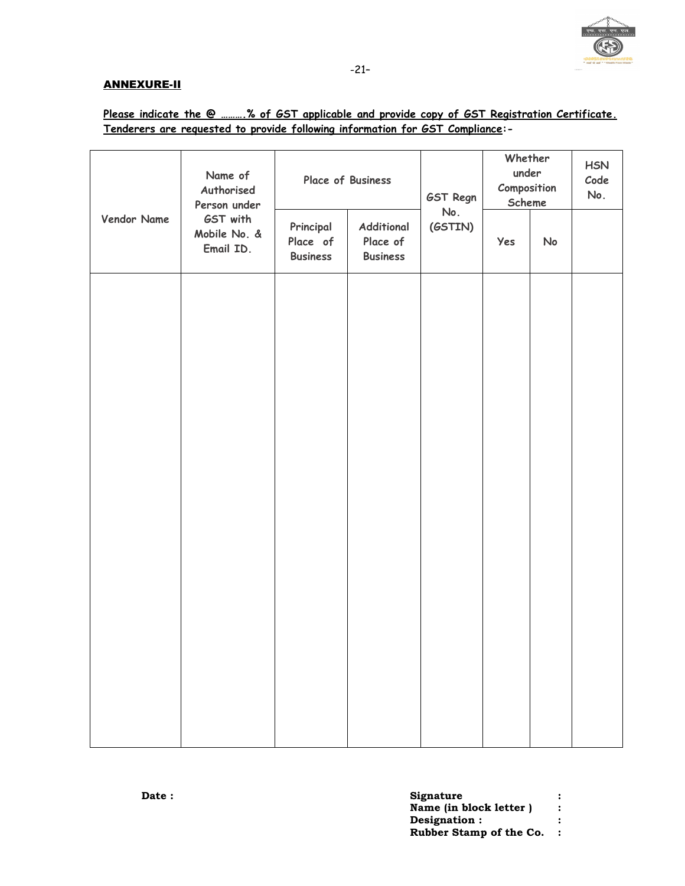## ANNEXURE-II

**Please indicate the @ ……….% of GST applicable and provide copy of GST Registration Certificate. Tenderers are requested to provide following information for GST Compliance:-**

| Vendor Name | Name of Authorised Person under GST with Mobile No. & Email ID. | Place of Business | | GST Regn No. (GSTIN) | Whether under Composition Scheme | | HSN Code No. |
|---|---|---|---|---|---|---|---|
| | | Principal Place of Business | Additional Place of Business | | Yes | No | |
| | | | | | | | |

**Date :**

**Signature :**
**Name (in block letter ) :**
**Designation : :**
**Rubber Stamp of the Co. :**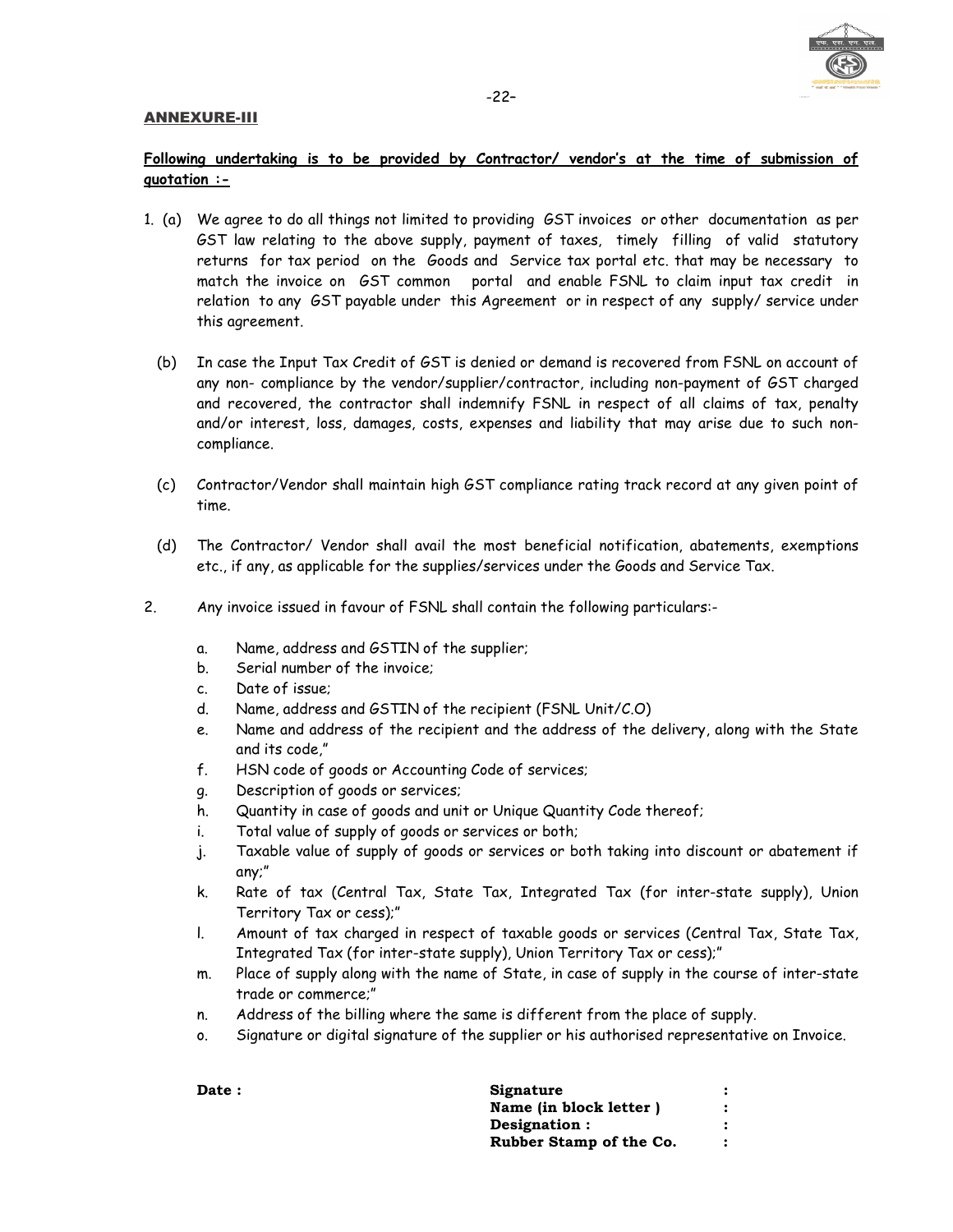## ANNEXURE-III

**Following undertaking is to be provided by Contractor/ vendor's at the time of submission of quotation :-**

1. (a) We agree to do all things not limited to providing GST invoices or other documentation as per GST law relating to the above supply, payment of taxes, timely filling of valid statutory returns for tax period on the Goods and Service tax portal etc. that may be necessary to match the invoice on GST common portal and enable FSNL to claim input tax credit in relation to any GST payable under this Agreement or in respect of any supply/ service under this agreement.

   (b) In case the Input Tax Credit of GST is denied or demand is recovered from FSNL on account of any non- compliance by the vendor/supplier/contractor, including non-payment of GST charged and recovered, the contractor shall indemnify FSNL in respect of all claims of tax, penalty and/or interest, loss, damages, costs, expenses and liability that may arise due to such non-compliance.

   (c) Contractor/Vendor shall maintain high GST compliance rating track record at any given point of time.

   (d) The Contractor/ Vendor shall avail the most beneficial notification, abatements, exemptions etc., if any, as applicable for the supplies/services under the Goods and Service Tax.

2. Any invoice issued in favour of FSNL shall contain the following particulars:-

   a. Name, address and GSTIN of the supplier;
   b. Serial number of the invoice;
   c. Date of issue;
   d. Name, address and GSTIN of the recipient (FSNL Unit/C.O)
   e. Name and address of the recipient and the address of the delivery, along with the State and its code,"
   f. HSN code of goods or Accounting Code of services;
   g. Description of goods or services;
   h. Quantity in case of goods and unit or Unique Quantity Code thereof;
   i. Total value of supply of goods or services or both;
   j. Taxable value of supply of goods or services or both taking into discount or abatement if any;"
   k. Rate of tax (Central Tax, State Tax, Integrated Tax (for inter-state supply), Union Territory Tax or cess);"
   l. Amount of tax charged in respect of taxable goods or services (Central Tax, State Tax, Integrated Tax (for inter-state supply), Union Territory Tax or cess);"
   m. Place of supply along with the name of State, in case of supply in the course of inter-state trade or commerce;"
   n. Address of the billing where the same is different from the place of supply.
   o. Signature or digital signature of the supplier or his authorised representative on Invoice.

**Date :**

**Signature :**
**Name (in block letter ) :**
**Designation : :**
**Rubber Stamp of the Co. :**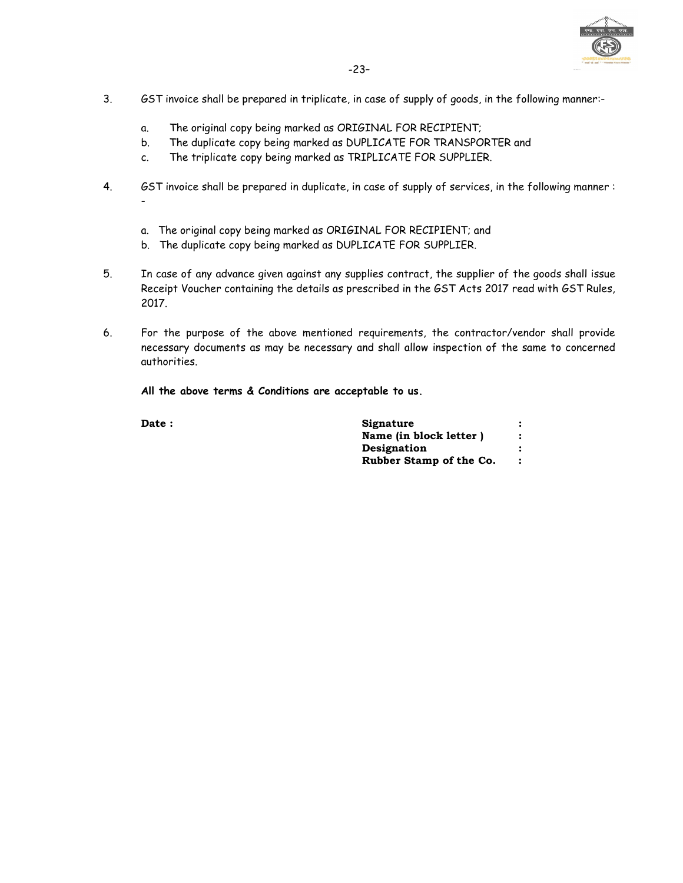3. GST invoice shall be prepared in triplicate, in case of supply of goods, in the following manner:-

   a. The original copy being marked as ORIGINAL FOR RECIPIENT;
   b. The duplicate copy being marked as DUPLICATE FOR TRANSPORTER and
   c. The triplicate copy being marked as TRIPLICATE FOR SUPPLIER.

4. GST invoice shall be prepared in duplicate, in case of supply of services, in the following manner :-

   a. The original copy being marked as ORIGINAL FOR RECIPIENT; and
   b. The duplicate copy being marked as DUPLICATE FOR SUPPLIER.

5. In case of any advance given against any supplies contract, the supplier of the goods shall issue Receipt Voucher containing the details as prescribed in the GST Acts 2017 read with GST Rules, 2017.

6. For the purpose of the above mentioned requirements, the contractor/vendor shall provide necessary documents as may be necessary and shall allow inspection of the same to concerned authorities.

**All the above terms & Conditions are acceptable to us.**

**Date :**

**Signature :**
**Name (in block letter ) :**
**Designation :**
**Rubber Stamp of the Co. :**